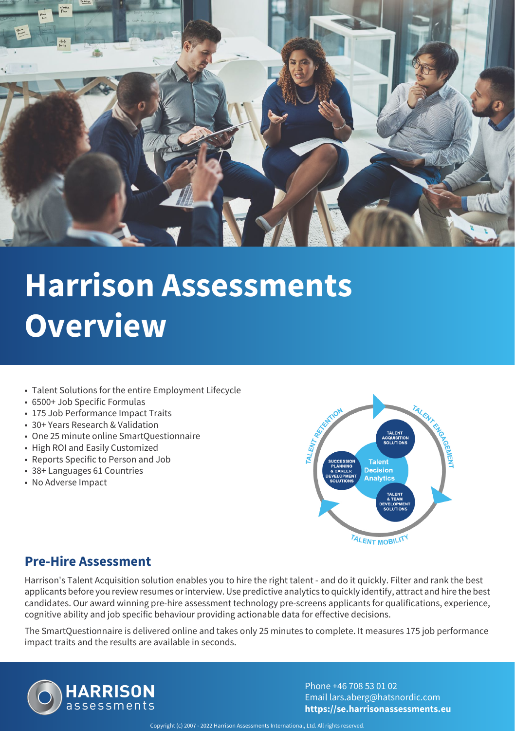# Harrison Assessments Overview

- Talent Solutions for the entire Employment Lifecycle
- 6500+ Job Specific Formulas
- 175 Job Performance Impact Traits
- 30+ Years Research & Validation
- One 25 minute online SmartQuestionnaire
- High ROI and Easily Customized
- Reports Specific to Person and Job
- 38+ Languages 61 Countries
- No Adverse Impact

TALENT RETENTION · TALENT ENGAGEMENT · TALENT MOBILITY

Talent Decision Analytics

- TALENT ACQUISITION SOLUTIONS
- TALENT & TEAM DEVELOPMENT SOLUTIONS
- SUCCESSION PLANNING & CAREER DEVELOPMENT SOLUTIONS

## Pre-Hire Assessment

Harrison's Talent Acquisition solution enables you to hire the right talent - and do it quickly. Filter and rank the best applicants before you review resumes or interview. Use predictive analytics to quickly identify, attract and hire the best candidates. Our award winning pre-hire assessment technology pre-screens applicants for qualifications, experience, cognitive ability and job specific behaviour providing actionable data for effective decisions.

The SmartQuestionnaire is delivered online and takes only 25 minutes to complete. It measures 175 job performance impact traits and the results are available in seconds.

HARRISON assessments

Phone +46 708 53 01 02
Email lars.aberg@hatsnordic.com
**https://se.harrisonassessments.eu**

Copyright (c) 2007 - 2022 Harrison Assessments International, Ltd. All rights reserved.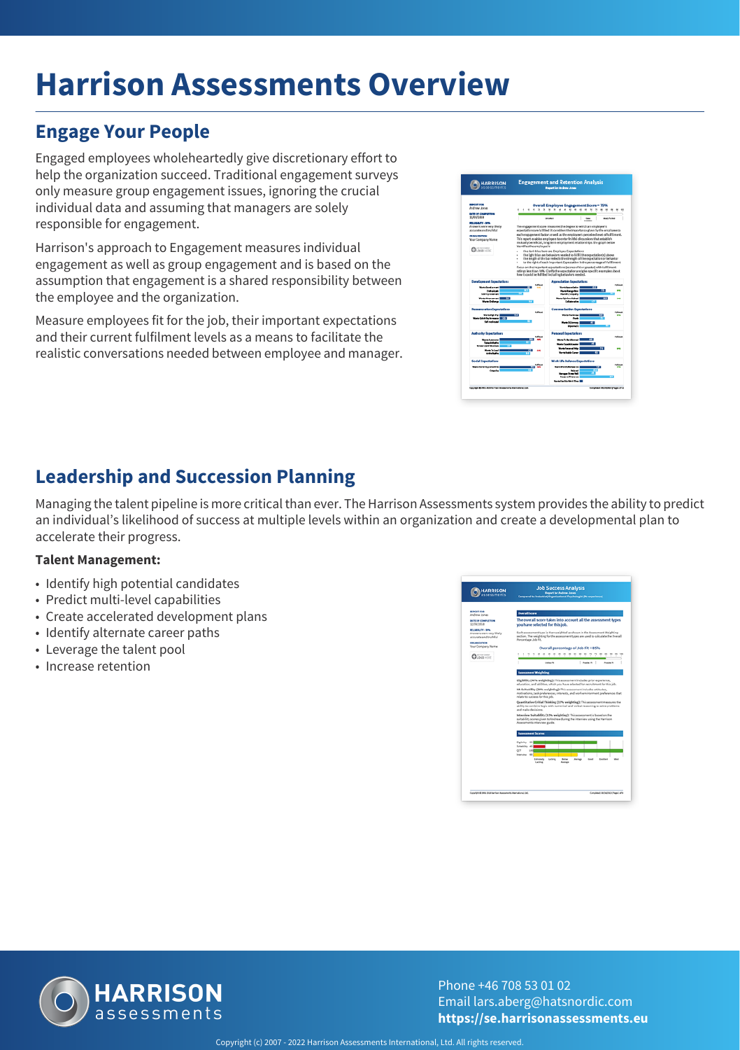# Harrison Assessments Overview

## Engage Your People

Engaged employees wholeheartedly give discretionary effort to help the organization succeed. Traditional engagement surveys only measure group engagement issues, ignoring the crucial individual data and assuming that managers are solely responsible for engagement.

Harrison's approach to Engagement measures individual engagement as well as group engagement and is based on the assumption that engagement is a shared responsibility between the employee and the organization.

Measure employees fit for the job, their important expectations and their current fulfilment levels as a means to facilitate the realistic conversations needed between employee and manager.

## Leadership and Succession Planning

Managing the talent pipeline is more critical than ever. The Harrison Assessments system provides the ability to predict an individual's likelihood of success at multiple levels within an organization and create a developmental plan to accelerate their progress.

**Talent Management:**

- Identify high potential candidates
- Predict multi-level capabilities
- Create accelerated development plans
- Identify alternate career paths
- Leverage the talent pool
- Increase retention

Phone +46 708 53 01 02
Email lars.aberg@hatsnordic.com
**https://se.harrisonassessments.eu**

Copyright (c) 2007 - 2022 Harrison Assessments International, Ltd. All rights reserved.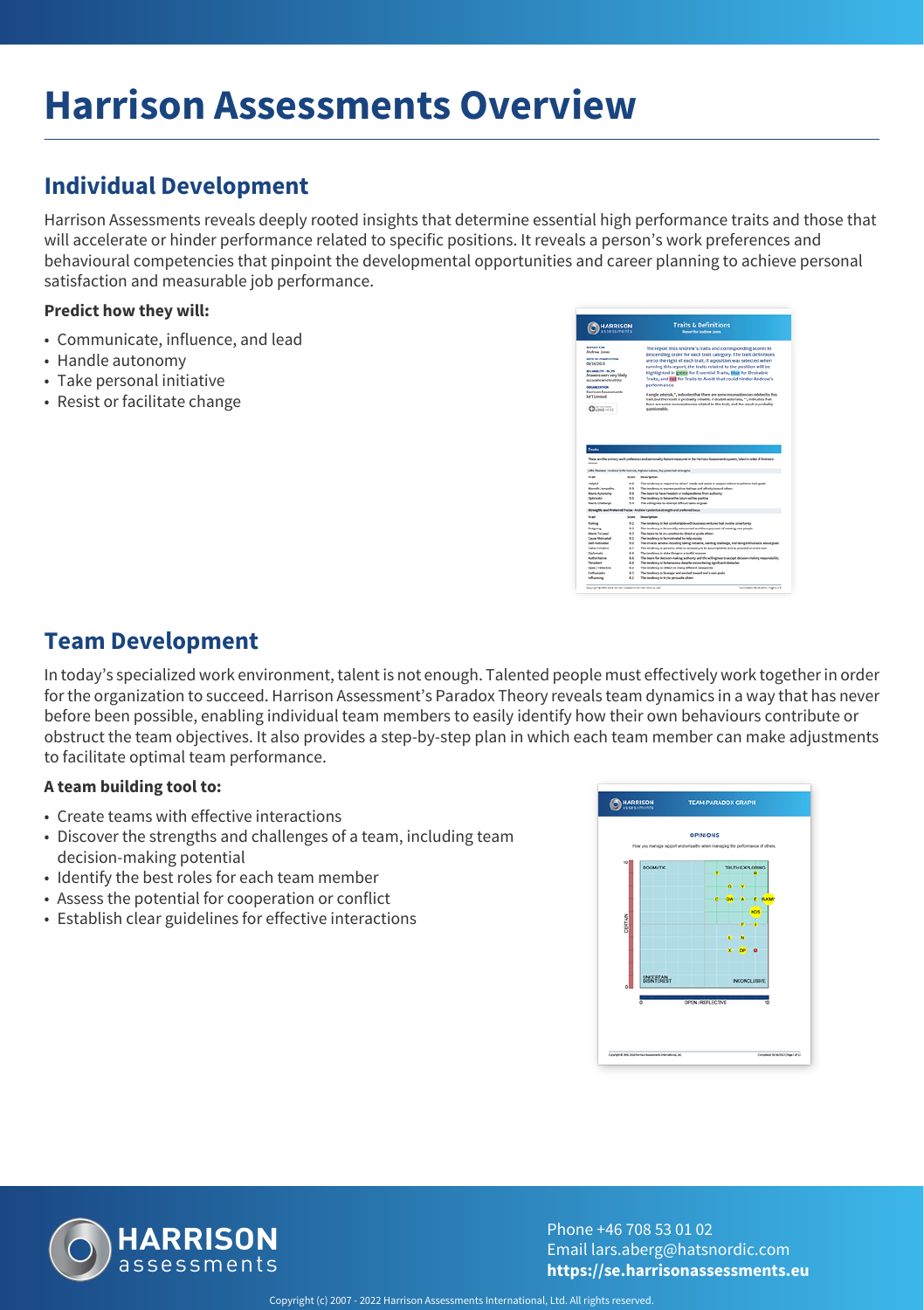# Harrison Assessments Overview

## Individual Development

Harrison Assessments reveals deeply rooted insights that determine essential high performance traits and those that will accelerate or hinder performance related to specific positions. It reveals a person's work preferences and behavioural competencies that pinpoint the developmental opportunities and career planning to achieve personal satisfaction and measurable job performance.

**Predict how they will:**

- Communicate, influence, and lead
- Handle autonomy
- Take personal initiative
- Resist or facilitate change

## Team Development

In today's specialized work environment, talent is not enough. Talented people must effectively work together in order for the organization to succeed. Harrison Assessment's Paradox Theory reveals team dynamics in a way that has never before been possible, enabling individual team members to easily identify how their own behaviours contribute or obstruct the team objectives. It also provides a step-by-step plan in which each team member can make adjustments to facilitate optimal team performance.

**A team building tool to:**

- Create teams with effective interactions
- Discover the strengths and challenges of a team, including team decision-making potential
- Identify the best roles for each team member
- Assess the potential for cooperation or conflict
- Establish clear guidelines for effective interactions

Phone +46 708 53 01 02
Email lars.aberg@hatsnordic.com
**https://se.harrisonassessments.eu**

Copyright (c) 2007 - 2022 Harrison Assessments International, Ltd. All rights reserved.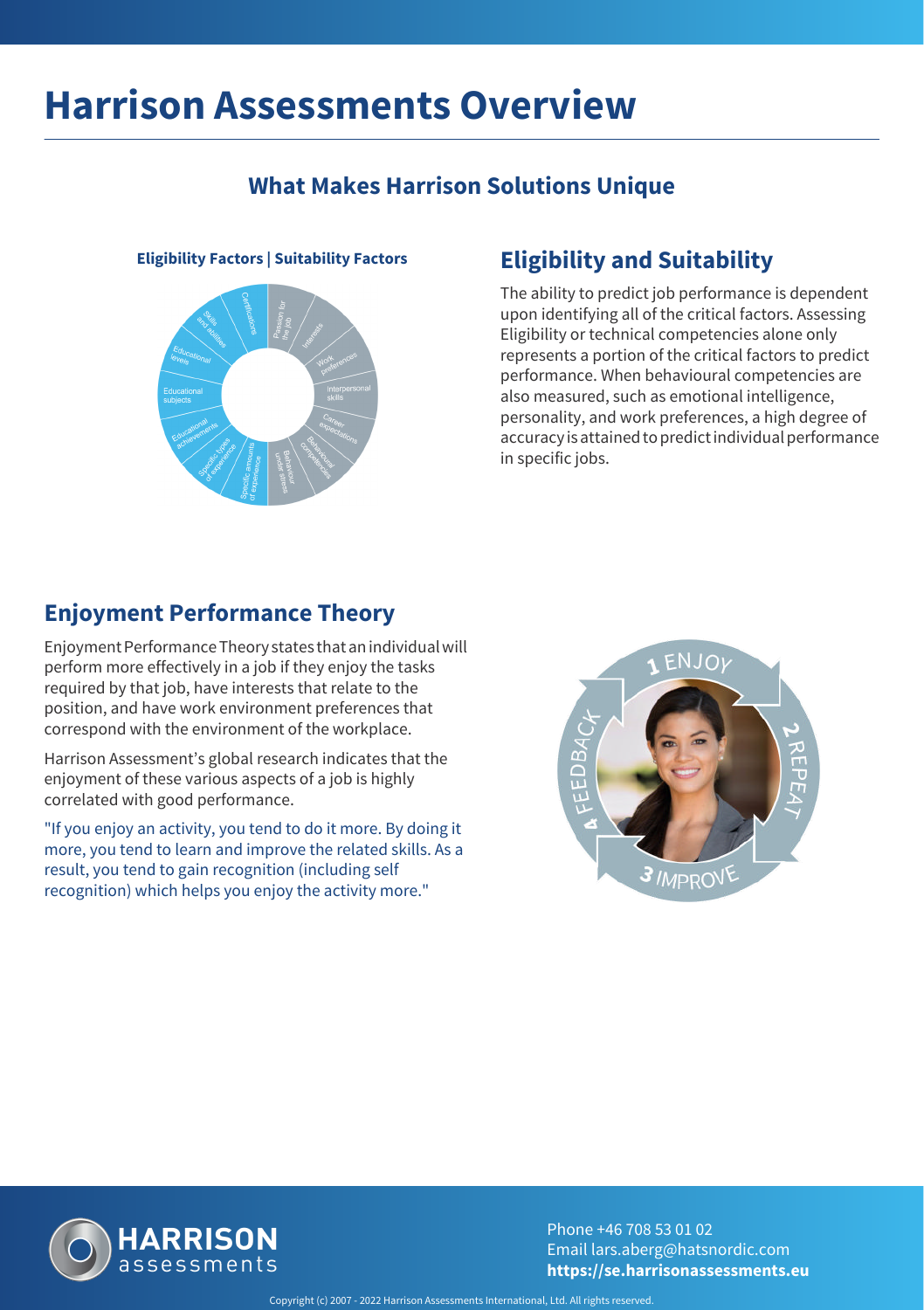# Harrison Assessments Overview

## What Makes Harrison Solutions Unique

**Eligibility Factors | Suitability Factors**

Certifications, Skills and abilities, Educational levels, Educational subjects, Educational achievements, Specific types of experience, Specific amounts of experience, Behaviour under stress, Behavioural competencies, Career expectations, Interpersonal skills, Work preferences, Interests, Passion for the job

## Eligibility and Suitability

The ability to predict job performance is dependent upon identifying all of the critical factors. Assessing Eligibility or technical competencies alone only represents a portion of the critical factors to predict performance. When behavioural competencies are also measured, such as emotional intelligence, personality, and work preferences, a high degree of accuracy is attained to predict individual performance in specific jobs.

## Enjoyment Performance Theory

Enjoyment Performance Theory states that an individual will perform more effectively in a job if they enjoy the tasks required by that job, have interests that relate to the position, and have work environment preferences that correspond with the environment of the workplace.

Harrison Assessment's global research indicates that the enjoyment of these various aspects of a job is highly correlated with good performance.

"If you enjoy an activity, you tend to do it more. By doing it more, you tend to learn and improve the related skills. As a result, you tend to gain recognition (including self recognition) which helps you enjoy the activity more."

1 ENJOY
2 REPEAT
3 IMPROVE
4 FEEDBACK

**HARRISON** assessments

Phone +46 708 53 01 02
Email lars.aberg@hatsnordic.com
**https://se.harrisonassessments.eu**

Copyright (c) 2007 - 2022 Harrison Assessments International, Ltd. All rights reserved.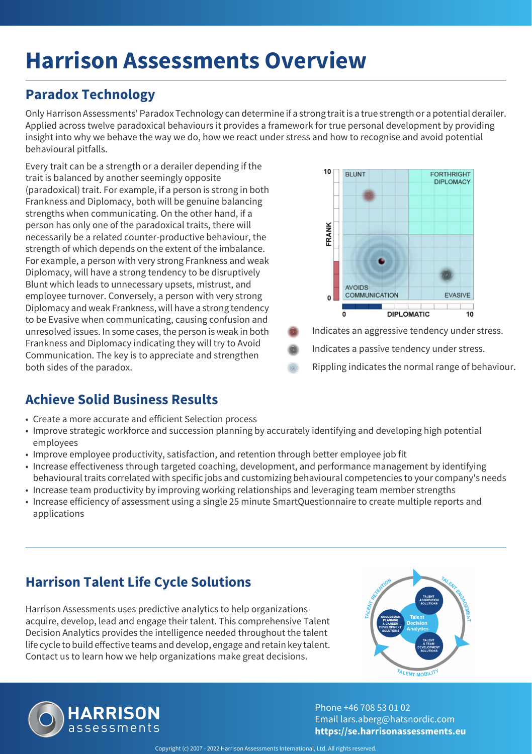# Harrison Assessments Overview

## Paradox Technology

Only Harrison Assessments' Paradox Technology can determine if a strong trait is a true strength or a potential derailer. Applied across twelve paradoxical behaviours it provides a framework for true personal development by providing insight into why we behave the way we do, how we react under stress and how to recognise and avoid potential behavioural pitfalls.

Every trait can be a strength or a derailer depending if the trait is balanced by another seemingly opposite (paradoxical) trait. For example, if a person is strong in both Frankness and Diplomacy, both will be genuine balancing strengths when communicating. On the other hand, if a person has only one of the paradoxical traits, there will necessarily be a related counter-productive behaviour, the strength of which depends on the extent of the imbalance. For example, a person with very strong Frankness and weak Diplomacy, will have a strong tendency to be disruptively Blunt which leads to unnecessary upsets, mistrust, and employee turnover. Conversely, a person with very strong Diplomacy and weak Frankness, will have a strong tendency to be Evasive when communicating, causing confusion and unresolved issues. In some cases, the person is weak in both Frankness and Diplomacy indicating they will try to Avoid Communication. The key is to appreciate and strengthen both sides of the paradox.

10
BLUNT
FORTHRIGHT DIPLOMACY
FRANK
AVOIDS COMMUNICATION
EVASIVE
0
0
DIPLOMATIC
10

Indicates an aggressive tendency under stress.

Indicates a passive tendency under stress.

Rippling indicates the normal range of behaviour.

## Achieve Solid Business Results

- Create a more accurate and efficient Selection process
- Improve strategic workforce and succession planning by accurately identifying and developing high potential employees
- Improve employee productivity, satisfaction, and retention through better employee job fit
- Increase effectiveness through targeted coaching, development, and performance management by identifying behavioural traits correlated with specific jobs and customizing behavioural competencies to your company's needs
- Increase team productivity by improving working relationships and leveraging team member strengths
- Increase efficiency of assessment using a single 25 minute SmartQuestionnaire to create multiple reports and applications

## Harrison Talent Life Cycle Solutions

Harrison Assessments uses predictive analytics to help organizations acquire, develop, lead and engage their talent. This comprehensive Talent Decision Analytics provides the intelligence needed throughout the talent life cycle to build effective teams and develop, engage and retain key talent. Contact us to learn how we help organizations make great decisions.

TALENT RETENTION
TALENT ENGAGEMENT
TALENT MOBILITY
TALENT ACQUISITION SOLUTIONS
SUCCESSION PLANNING & CAREER DEVELOPMENT SOLUTIONS
Talent Decision Analytics
TALENT & TEAM DEVELOPMENT SOLUTIONS

HARRISON assessments

Phone +46 708 53 01 02
Email lars.aberg@hatsnordic.com
**https://se.harrisonassessments.eu**

Copyright (c) 2007 - 2022 Harrison Assessments International, Ltd. All rights reserved.